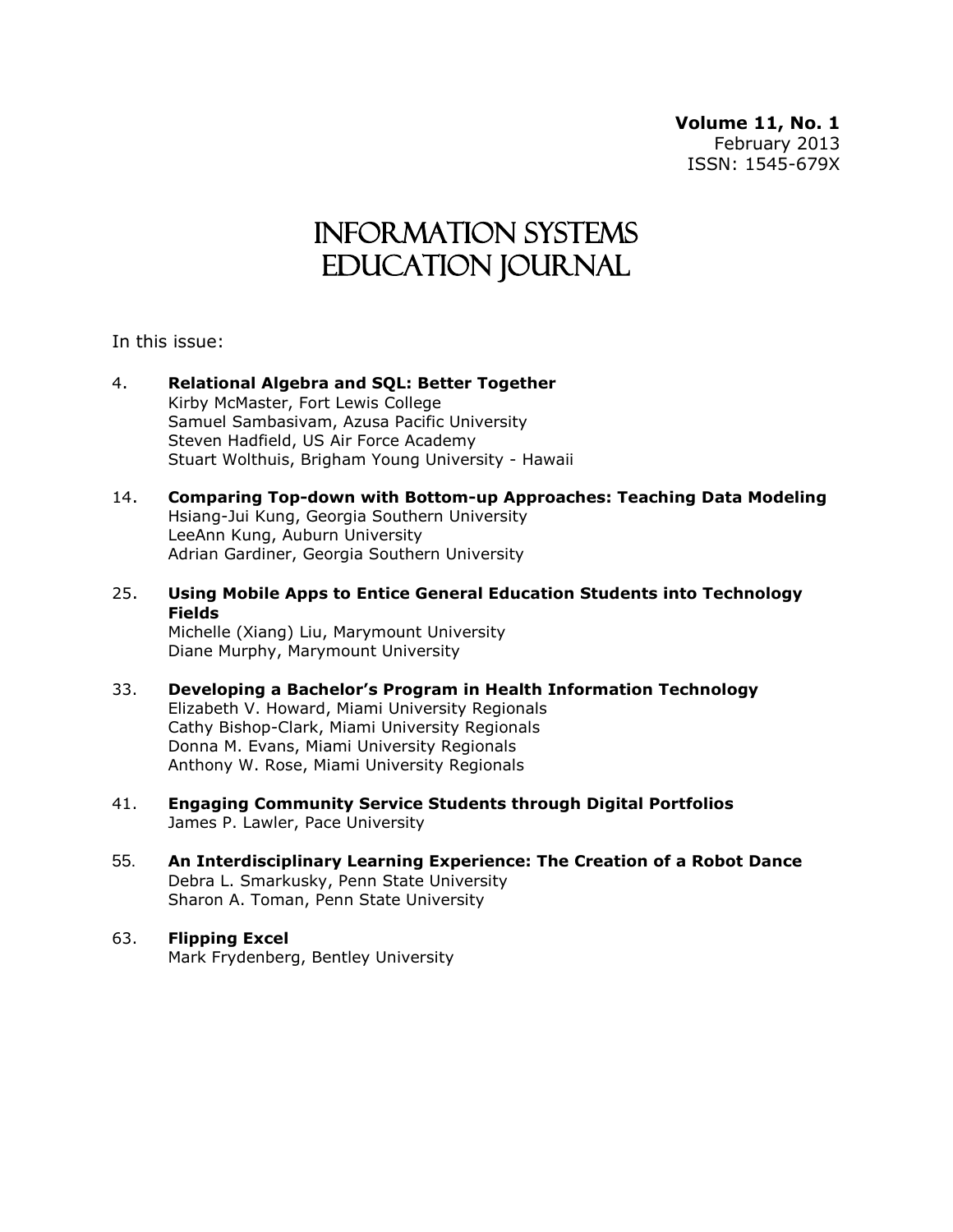**Volume 11, No. 1**
February 2013
ISSN: 1545-679X

# Information Systems Education Journal

In this issue:

4. **Relational Algebra and SQL: Better Together**
   Kirby McMaster, Fort Lewis College
   Samuel Sambasivam, Azusa Pacific University
   Steven Hadfield, US Air Force Academy
   Stuart Wolthuis, Brigham Young University - Hawaii

14. **Comparing Top-down with Bottom-up Approaches: Teaching Data Modeling**
   Hsiang-Jui Kung, Georgia Southern University
   LeeAnn Kung, Auburn University
   Adrian Gardiner, Georgia Southern University

25. **Using Mobile Apps to Entice General Education Students into Technology Fields**
   Michelle (Xiang) Liu, Marymount University
   Diane Murphy, Marymount University

33. **Developing a Bachelor's Program in Health Information Technology**
   Elizabeth V. Howard, Miami University Regionals
   Cathy Bishop-Clark, Miami University Regionals
   Donna M. Evans, Miami University Regionals
   Anthony W. Rose, Miami University Regionals

41. **Engaging Community Service Students through Digital Portfolios**
   James P. Lawler, Pace University

55. **An Interdisciplinary Learning Experience: The Creation of a Robot Dance**
   Debra L. Smarkusky, Penn State University
   Sharon A. Toman, Penn State University

63. **Flipping Excel**
   Mark Frydenberg, Bentley University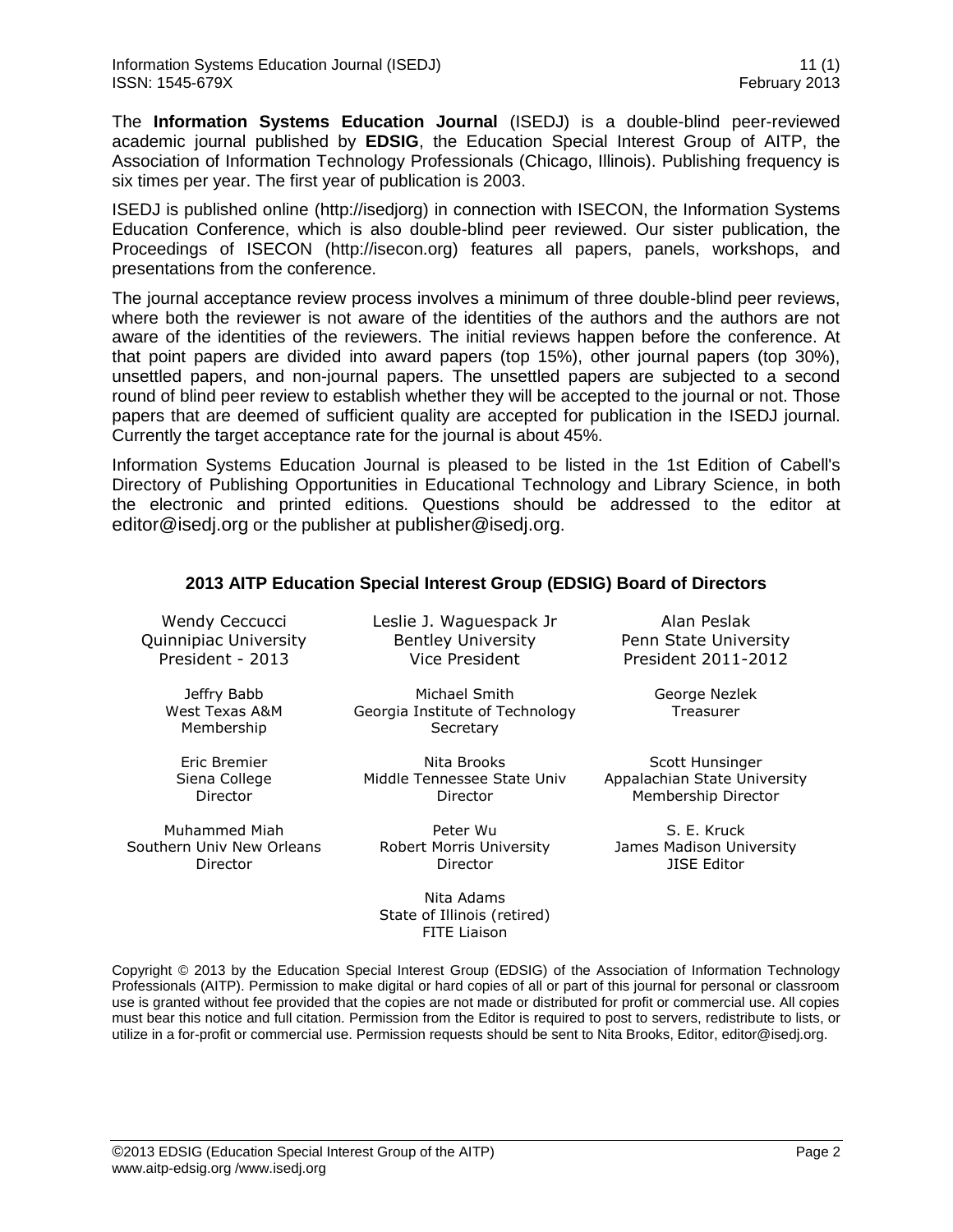The **Information Systems Education Journal** (ISEDJ) is a double-blind peer-reviewed academic journal published by **EDSIG**, the Education Special Interest Group of AITP, the Association of Information Technology Professionals (Chicago, Illinois). Publishing frequency is six times per year. The first year of publication is 2003.

ISEDJ is published online (http://isedjorg) in connection with ISECON, the Information Systems Education Conference, which is also double-blind peer reviewed. Our sister publication, the Proceedings of ISECON (http://isecon.org) features all papers, panels, workshops, and presentations from the conference.

The journal acceptance review process involves a minimum of three double-blind peer reviews, where both the reviewer is not aware of the identities of the authors and the authors are not aware of the identities of the reviewers. The initial reviews happen before the conference. At that point papers are divided into award papers (top 15%), other journal papers (top 30%), unsettled papers, and non-journal papers. The unsettled papers are subjected to a second round of blind peer review to establish whether they will be accepted to the journal or not. Those papers that are deemed of sufficient quality are accepted for publication in the ISEDJ journal. Currently the target acceptance rate for the journal is about 45%.

Information Systems Education Journal is pleased to be listed in the 1st Edition of Cabell's Directory of Publishing Opportunities in Educational Technology and Library Science, in both the electronic and printed editions. Questions should be addressed to the editor at editor@isedj.org or the publisher at publisher@isedj.org.

## 2013 AITP Education Special Interest Group (EDSIG) Board of Directors

Wendy Ceccucci
Quinnipiac University
President - 2013

Leslie J. Waguespack Jr
Bentley University
Vice President

Alan Peslak
Penn State University
President 2011-2012

Jeffry Babb
West Texas A&M
Membership

Michael Smith
Georgia Institute of Technology
Secretary

George Nezlek
Treasurer

Eric Bremier
Siena College
Director

Nita Brooks
Middle Tennessee State Univ
Director

Scott Hunsinger
Appalachian State University
Membership Director

Muhammed Miah
Southern Univ New Orleans
Director

Peter Wu
Robert Morris University
Director

S. E. Kruck
James Madison University
JISE Editor

Nita Adams
State of Illinois (retired)
FITE Liaison

Copyright © 2013 by the Education Special Interest Group (EDSIG) of the Association of Information Technology Professionals (AITP). Permission to make digital or hard copies of all or part of this journal for personal or classroom use is granted without fee provided that the copies are not made or distributed for profit or commercial use. All copies must bear this notice and full citation. Permission from the Editor is required to post to servers, redistribute to lists, or utilize in a for-profit or commercial use. Permission requests should be sent to Nita Brooks, Editor, editor@isedj.org.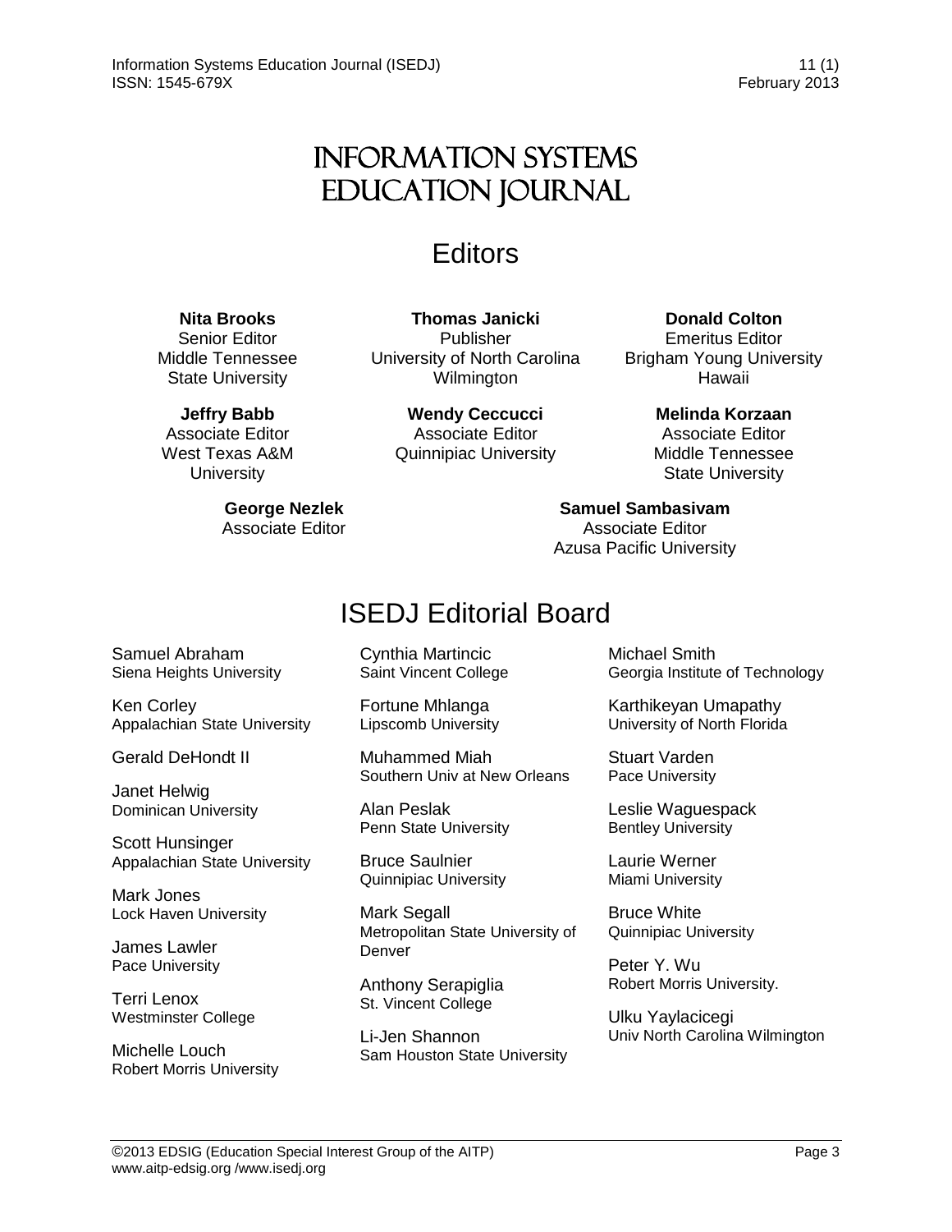# Information Systems Education Journal

## Editors

**Nita Brooks**
Senior Editor
Middle Tennessee State University

**Thomas Janicki**
Publisher
University of North Carolina Wilmington

**Donald Colton**
Emeritus Editor
Brigham Young University Hawaii

**Jeffry Babb**
Associate Editor
West Texas A&M University

**Wendy Ceccucci**
Associate Editor
Quinnipiac University

**Melinda Korzaan**
Associate Editor
Middle Tennessee State University

**George Nezlek**
Associate Editor

**Samuel Sambasivam**
Associate Editor
Azusa Pacific University

## ISEDJ Editorial Board

Samuel Abraham
Siena Heights University

Ken Corley
Appalachian State University

Gerald DeHondt II

Janet Helwig
Dominican University

Scott Hunsinger
Appalachian State University

Mark Jones
Lock Haven University

James Lawler
Pace University

Terri Lenox
Westminster College

Michelle Louch
Robert Morris University

Cynthia Martincic
Saint Vincent College

Fortune Mhlanga
Lipscomb University

Muhammed Miah
Southern Univ at New Orleans

Alan Peslak
Penn State University

Bruce Saulnier
Quinnipiac University

Mark Segall
Metropolitan State University of Denver

Anthony Serapiglia
St. Vincent College

Li-Jen Shannon
Sam Houston State University

Michael Smith
Georgia Institute of Technology

Karthikeyan Umapathy
University of North Florida

Stuart Varden
Pace University

Leslie Waguespack
Bentley University

Laurie Werner
Miami University

Bruce White
Quinnipiac University

Peter Y. Wu
Robert Morris University.

Ulku Yaylacicegi
Univ North Carolina Wilmington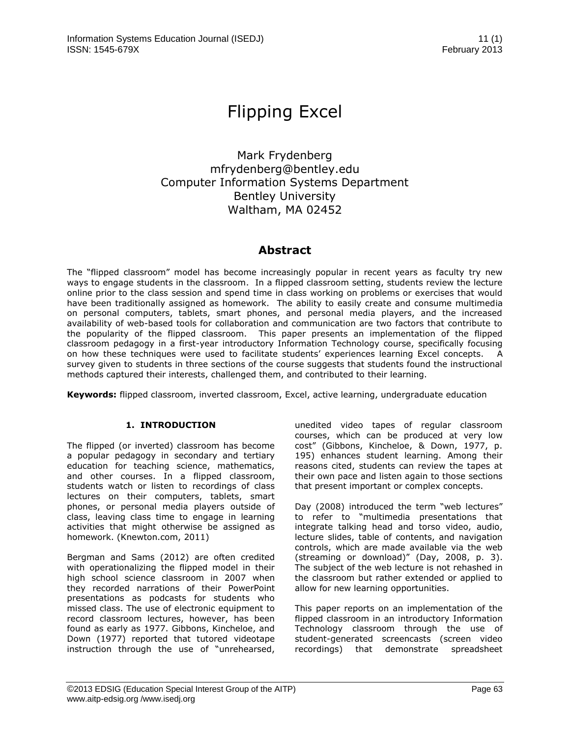# Flipping Excel

Mark Frydenberg
mfrydenberg@bentley.edu
Computer Information Systems Department
Bentley University
Waltham, MA 02452

## Abstract

The "flipped classroom" model has become increasingly popular in recent years as faculty try new ways to engage students in the classroom. In a flipped classroom setting, students review the lecture online prior to the class session and spend time in class working on problems or exercises that would have been traditionally assigned as homework. The ability to easily create and consume multimedia on personal computers, tablets, smart phones, and personal media players, and the increased availability of web-based tools for collaboration and communication are two factors that contribute to the popularity of the flipped classroom. This paper presents an implementation of the flipped classroom pedagogy in a first-year introductory Information Technology course, specifically focusing on how these techniques were used to facilitate students' experiences learning Excel concepts. A survey given to students in three sections of the course suggests that students found the instructional methods captured their interests, challenged them, and contributed to their learning.

**Keywords:** flipped classroom, inverted classroom, Excel, active learning, undergraduate education

## 1. INTRODUCTION

The flipped (or inverted) classroom has become a popular pedagogy in secondary and tertiary education for teaching science, mathematics, and other courses. In a flipped classroom, students watch or listen to recordings of class lectures on their computers, tablets, smart phones, or personal media players outside of class, leaving class time to engage in learning activities that might otherwise be assigned as homework. (Knewton.com, 2011)

Bergman and Sams (2012) are often credited with operationalizing the flipped model in their high school science classroom in 2007 when they recorded narrations of their PowerPoint presentations as podcasts for students who missed class. The use of electronic equipment to record classroom lectures, however, has been found as early as 1977. Gibbons, Kincheloe, and Down (1977) reported that tutored videotape instruction through the use of "unrehearsed, unedited video tapes of regular classroom courses, which can be produced at very low cost" (Gibbons, Kincheloe, & Down, 1977, p. 195) enhances student learning. Among their reasons cited, students can review the tapes at their own pace and listen again to those sections that present important or complex concepts.

Day (2008) introduced the term "web lectures" to refer to "multimedia presentations that integrate talking head and torso video, audio, lecture slides, table of contents, and navigation controls, which are made available via the web (streaming or download)" (Day, 2008, p. 3). The subject of the web lecture is not rehashed in the classroom but rather extended or applied to allow for new learning opportunities.

This paper reports on an implementation of the flipped classroom in an introductory Information Technology classroom through the use of student-generated screencasts (screen video recordings) that demonstrate spreadsheet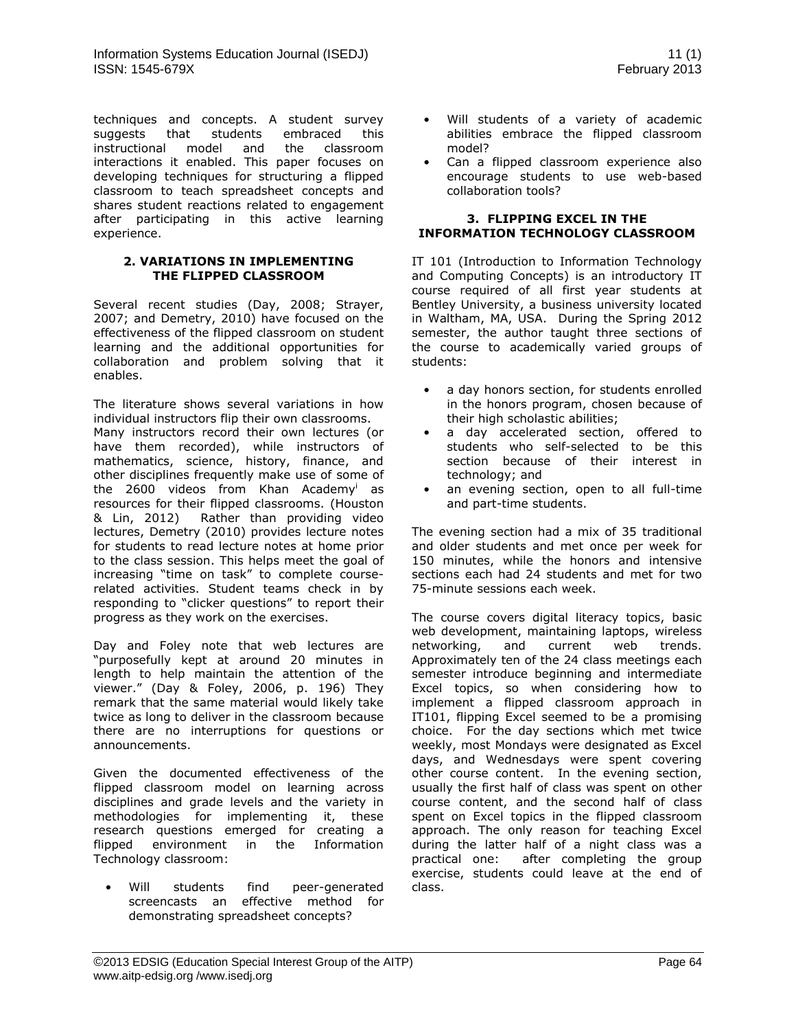techniques and concepts. A student survey suggests that students embraced this instructional model and the classroom interactions it enabled. This paper focuses on developing techniques for structuring a flipped classroom to teach spreadsheet concepts and shares student reactions related to engagement after participating in this active learning experience.

## 2. VARIATIONS IN IMPLEMENTING THE FLIPPED CLASSROOM

Several recent studies (Day, 2008; Strayer, 2007; and Demetry, 2010) have focused on the effectiveness of the flipped classroom on student learning and the additional opportunities for collaboration and problem solving that it enables.

The literature shows several variations in how individual instructors flip their own classrooms. Many instructors record their own lectures (or have them recorded), while instructors of mathematics, science, history, finance, and other disciplines frequently make use of some of the 2600 videos from Khan Academy[i] as resources for their flipped classrooms. (Houston & Lin, 2012) Rather than providing video lectures, Demetry (2010) provides lecture notes for students to read lecture notes at home prior to the class session. This helps meet the goal of increasing "time on task" to complete course-related activities. Student teams check in by responding to "clicker questions" to report their progress as they work on the exercises.

Day and Foley note that web lectures are "purposefully kept at around 20 minutes in length to help maintain the attention of the viewer." (Day & Foley, 2006, p. 196) They remark that the same material would likely take twice as long to deliver in the classroom because there are no interruptions for questions or announcements.

Given the documented effectiveness of the flipped classroom model on learning across disciplines and grade levels and the variety in methodologies for implementing it, these research questions emerged for creating a flipped environment in the Information Technology classroom:

- Will students find peer-generated screencasts an effective method for demonstrating spreadsheet concepts?
- Will students of a variety of academic abilities embrace the flipped classroom model?
- Can a flipped classroom experience also encourage students to use web-based collaboration tools?

## 3. FLIPPING EXCEL IN THE INFORMATION TECHNOLOGY CLASSROOM

IT 101 (Introduction to Information Technology and Computing Concepts) is an introductory IT course required of all first year students at Bentley University, a business university located in Waltham, MA, USA. During the Spring 2012 semester, the author taught three sections of the course to academically varied groups of students:

- a day honors section, for students enrolled in the honors program, chosen because of their high scholastic abilities;
- a day accelerated section, offered to students who self-selected to be this section because of their interest in technology; and
- an evening section, open to all full-time and part-time students.

The evening section had a mix of 35 traditional and older students and met once per week for 150 minutes, while the honors and intensive sections each had 24 students and met for two 75-minute sessions each week.

The course covers digital literacy topics, basic web development, maintaining laptops, wireless networking, and current web trends. Approximately ten of the 24 class meetings each semester introduce beginning and intermediate Excel topics, so when considering how to implement a flipped classroom approach in IT101, flipping Excel seemed to be a promising choice. For the day sections which met twice weekly, most Mondays were designated as Excel days, and Wednesdays were spent covering other course content. In the evening section, usually the first half of class was spent on other course content, and the second half of class spent on Excel topics in the flipped classroom approach. The only reason for teaching Excel during the latter half of a night class was a practical one: after completing the group exercise, students could leave at the end of class.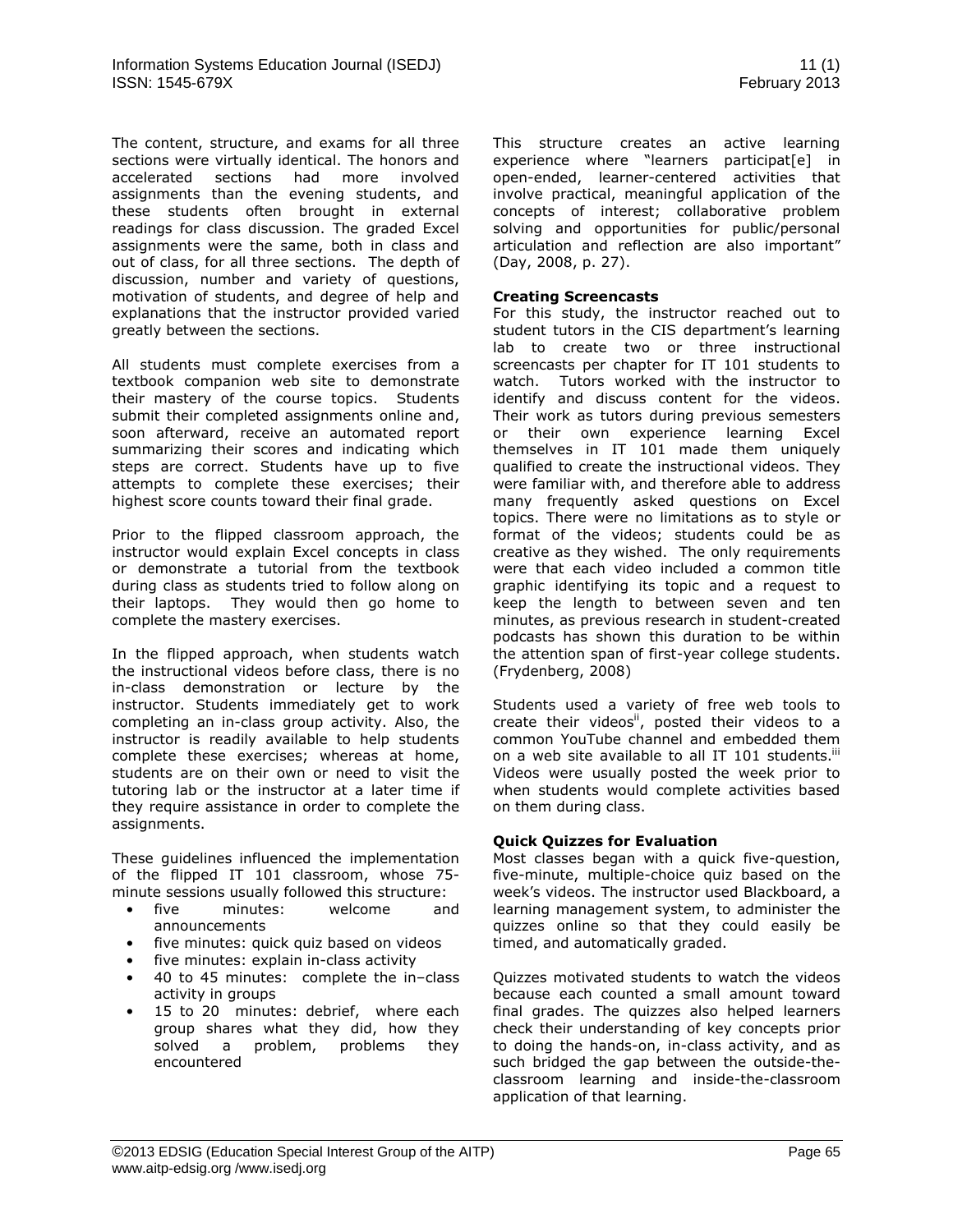The content, structure, and exams for all three sections were virtually identical. The honors and accelerated sections had more involved assignments than the evening students, and these students often brought in external readings for class discussion. The graded Excel assignments were the same, both in class and out of class, for all three sections. The depth of discussion, number and variety of questions, motivation of students, and degree of help and explanations that the instructor provided varied greatly between the sections.

All students must complete exercises from a textbook companion web site to demonstrate their mastery of the course topics. Students submit their completed assignments online and, soon afterward, receive an automated report summarizing their scores and indicating which steps are correct. Students have up to five attempts to complete these exercises; their highest score counts toward their final grade.

Prior to the flipped classroom approach, the instructor would explain Excel concepts in class or demonstrate a tutorial from the textbook during class as students tried to follow along on their laptops. They would then go home to complete the mastery exercises.

In the flipped approach, when students watch the instructional videos before class, there is no in-class demonstration or lecture by the instructor. Students immediately get to work completing an in-class group activity. Also, the instructor is readily available to help students complete these exercises; whereas at home, students are on their own or need to visit the tutoring lab or the instructor at a later time if they require assistance in order to complete the assignments.

These guidelines influenced the implementation of the flipped IT 101 classroom, whose 75-minute sessions usually followed this structure:

- five minutes: welcome and announcements
- five minutes: quick quiz based on videos
- five minutes: explain in-class activity
- 40 to 45 minutes: complete the in–class activity in groups
- 15 to 20 minutes: debrief, where each group shares what they did, how they solved a problem, problems they encountered

This structure creates an active learning experience where "learners participat[e] in open-ended, learner-centered activities that involve practical, meaningful application of the concepts of interest; collaborative problem solving and opportunities for public/personal articulation and reflection are also important" (Day, 2008, p. 27).

**Creating Screencasts**

For this study, the instructor reached out to student tutors in the CIS department's learning lab to create two or three instructional screencasts per chapter for IT 101 students to watch. Tutors worked with the instructor to identify and discuss content for the videos. Their work as tutors during previous semesters or their own experience learning Excel themselves in IT 101 made them uniquely qualified to create the instructional videos. They were familiar with, and therefore able to address many frequently asked questions on Excel topics. There were no limitations as to style or format of the videos; students could be as creative as they wished. The only requirements were that each video included a common title graphic identifying its topic and a request to keep the length to between seven and ten minutes, as previous research in student-created podcasts has shown this duration to be within the attention span of first-year college students. (Frydenberg, 2008)

Students used a variety of free web tools to create their videos[ii], posted their videos to a common YouTube channel and embedded them on a web site available to all IT 101 students.[iii] Videos were usually posted the week prior to when students would complete activities based on them during class.

**Quick Quizzes for Evaluation**

Most classes began with a quick five-question, five-minute, multiple-choice quiz based on the week's videos. The instructor used Blackboard, a learning management system, to administer the quizzes online so that they could easily be timed, and automatically graded.

Quizzes motivated students to watch the videos because each counted a small amount toward final grades. The quizzes also helped learners check their understanding of key concepts prior to doing the hands-on, in-class activity, and as such bridged the gap between the outside-the-classroom learning and inside-the-classroom application of that learning.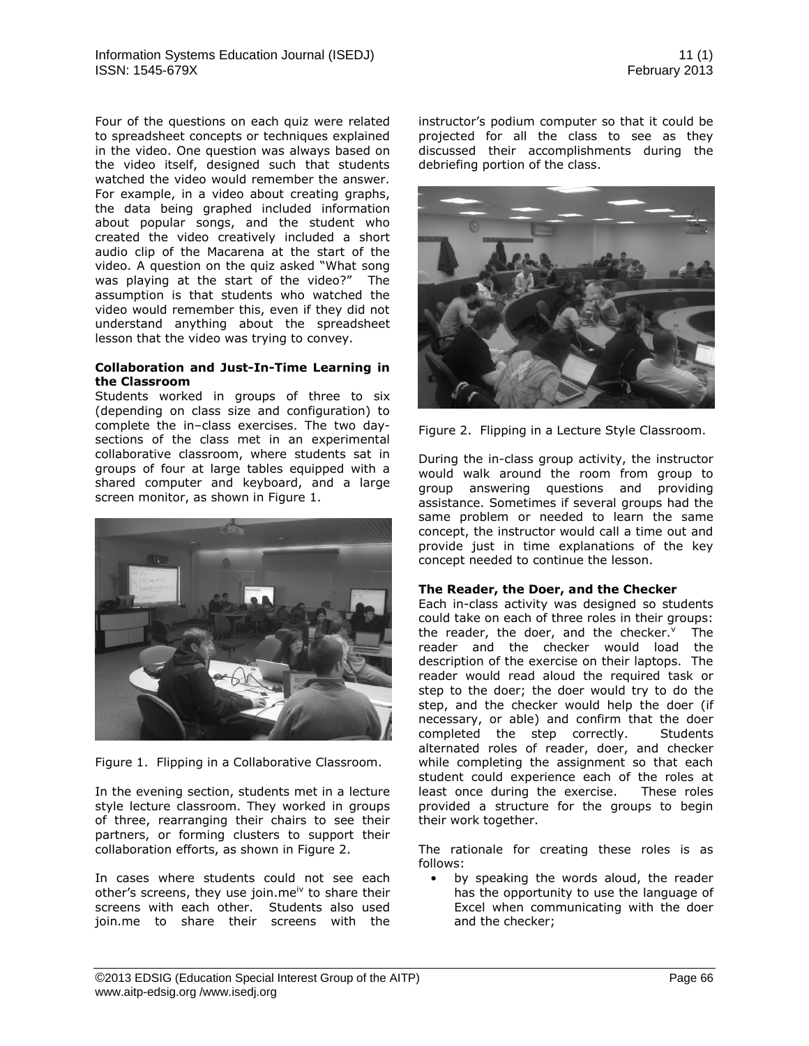Four of the questions on each quiz were related to spreadsheet concepts or techniques explained in the video. One question was always based on the video itself, designed such that students watched the video would remember the answer. For example, in a video about creating graphs, the data being graphed included information about popular songs, and the student who created the video creatively included a short audio clip of the Macarena at the start of the video. A question on the quiz asked "What song was playing at the start of the video?" The assumption is that students who watched the video would remember this, even if they did not understand anything about the spreadsheet lesson that the video was trying to convey.

**Collaboration and Just-In-Time Learning in the Classroom**

Students worked in groups of three to six (depending on class size and configuration) to complete the in–class exercises. The two day-sections of the class met in an experimental collaborative classroom, where students sat in groups of four at large tables equipped with a shared computer and keyboard, and a large screen monitor, as shown in Figure 1.

Figure 1. Flipping in a Collaborative Classroom.

In the evening section, students met in a lecture style lecture classroom. They worked in groups of three, rearranging their chairs to see their partners, or forming clusters to support their collaboration efforts, as shown in Figure 2.

In cases where students could not see each other's screens, they use join.me[iv] to share their screens with each other. Students also used join.me to share their screens with the instructor's podium computer so that it could be projected for all the class to see as they discussed their accomplishments during the debriefing portion of the class.

Figure 2. Flipping in a Lecture Style Classroom.

During the in-class group activity, the instructor would walk around the room from group to group answering questions and providing assistance. Sometimes if several groups had the same problem or needed to learn the same concept, the instructor would call a time out and provide just in time explanations of the key concept needed to continue the lesson.

**The Reader, the Doer, and the Checker**

Each in-class activity was designed so students could take on each of three roles in their groups: the reader, the doer, and the checker.[v] The reader and the checker would load the description of the exercise on their laptops. The reader would read aloud the required task or step to the doer; the doer would try to do the step, and the checker would help the doer (if necessary, or able) and confirm that the doer completed the step correctly. Students alternated roles of reader, doer, and checker while completing the assignment so that each student could experience each of the roles at least once during the exercise. These roles provided a structure for the groups to begin their work together.

The rationale for creating these roles is as follows:

- by speaking the words aloud, the reader has the opportunity to use the language of Excel when communicating with the doer and the checker;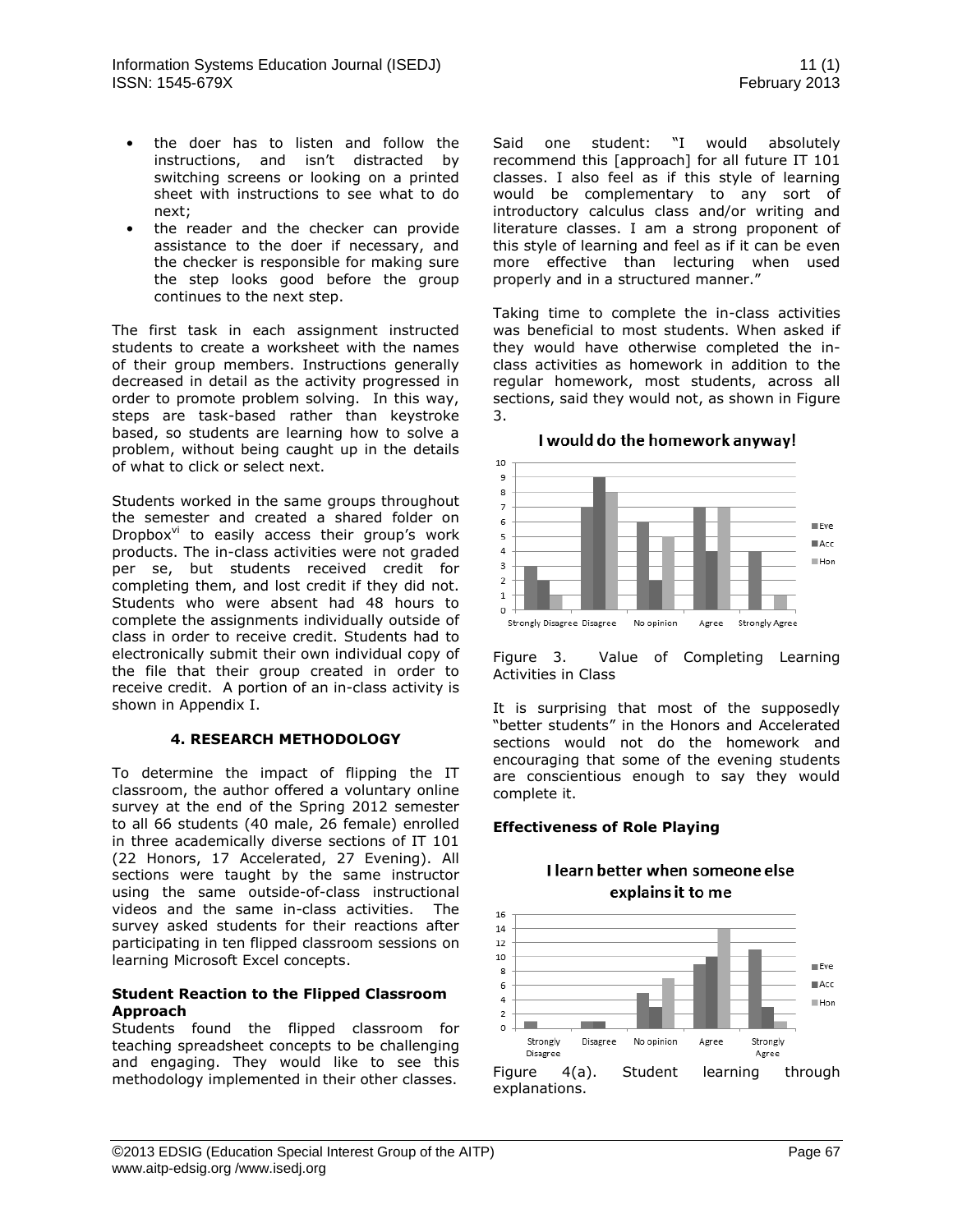- the doer has to listen and follow the instructions, and isn't distracted by switching screens or looking on a printed sheet with instructions to see what to do next;
- the reader and the checker can provide assistance to the doer if necessary, and the checker is responsible for making sure the step looks good before the group continues to the next step.

The first task in each assignment instructed students to create a worksheet with the names of their group members. Instructions generally decreased in detail as the activity progressed in order to promote problem solving. In this way, steps are task-based rather than keystroke based, so students are learning how to solve a problem, without being caught up in the details of what to click or select next.

Students worked in the same groups throughout the semester and created a shared folder on Dropbox[vi] to easily access their group's work products. The in-class activities were not graded per se, but students received credit for completing them, and lost credit if they did not. Students who were absent had 48 hours to complete the assignments individually outside of class in order to receive credit. Students had to electronically submit their own individual copy of the file that their group created in order to receive credit. A portion of an in-class activity is shown in Appendix I.

## 4. RESEARCH METHODOLOGY

To determine the impact of flipping the IT classroom, the author offered a voluntary online survey at the end of the Spring 2012 semester to all 66 students (40 male, 26 female) enrolled in three academically diverse sections of IT 101 (22 Honors, 17 Accelerated, 27 Evening). All sections were taught by the same instructor using the same outside-of-class instructional videos and the same in-class activities. The survey asked students for their reactions after participating in ten flipped classroom sessions on learning Microsoft Excel concepts.

### Student Reaction to the Flipped Classroom Approach

Students found the flipped classroom for teaching spreadsheet concepts to be challenging and engaging. They would like to see this methodology implemented in their other classes.

Said one student: "I would absolutely recommend this [approach] for all future IT 101 classes. I also feel as if this style of learning would be complementary to any sort of introductory calculus class and/or writing and literature classes. I am a strong proponent of this style of learning and feel as if it can be even more effective than lecturing when used properly and in a structured manner."

Taking time to complete the in-class activities was beneficial to most students. When asked if they would have otherwise completed the in-class activities as homework in addition to the regular homework, most students, across all sections, said they would not, as shown in Figure 3.

**I would do the homework anyway!**

| | Eve | Acc | Hon |
|---|---|---|---|
| Strongly Disagree | 3 | 2 | 1 |
| Disagree | 7 | 9 | 8 |
| No opinion | 6 | 2 | 5 |
| Agree | 7 | 4 | 7 |
| Strongly Agree | 4 | 0 | 1 |

Figure 3. Value of Completing Learning Activities in Class

It is surprising that most of the supposedly "better students" in the Honors and Accelerated sections would not do the homework and encouraging that some of the evening students are conscientious enough to say they would complete it.

### Effectiveness of Role Playing

**I learn better when someone else explains it to me**

| | Eve | Acc | Hon |
|---|---|---|---|
| Strongly Disagree | 1 | 0 | 0 |
| Disagree | 1 | 1 | 0 |
| No opinion | 5 | 3 | 7 |
| Agree | 9 | 10 | 14 |
| Strongly Agree | 11 | 3 | 1 |

Figure 4(a). Student learning through explanations.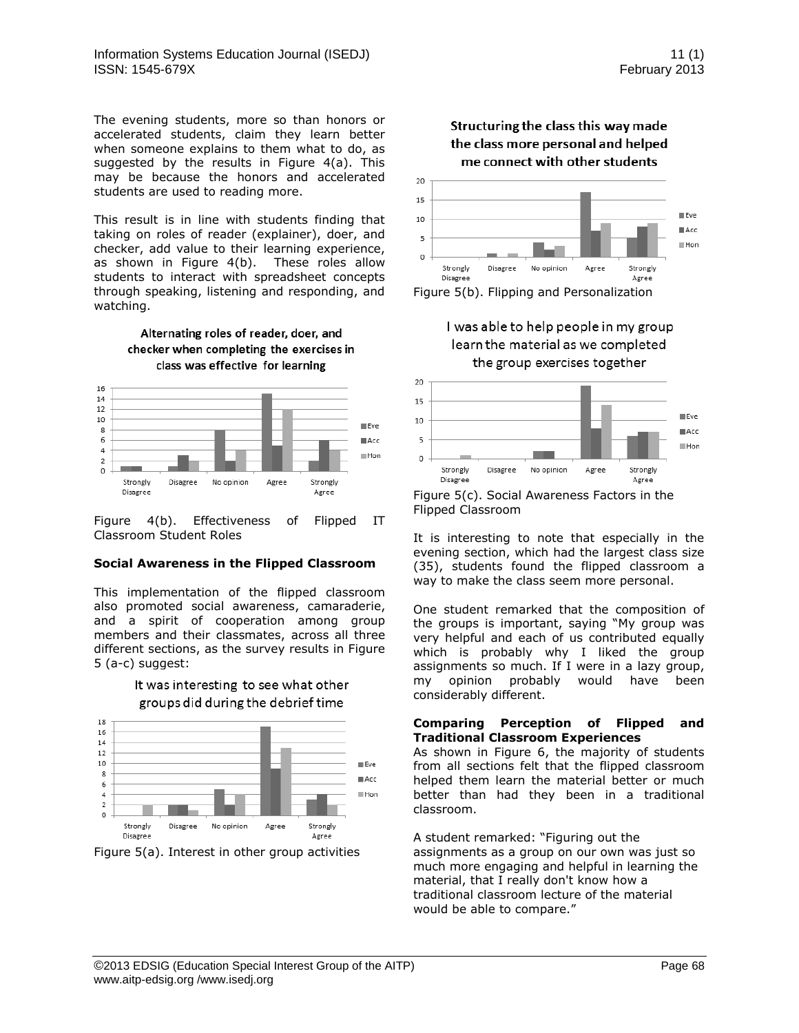The evening students, more so than honors or accelerated students, claim they learn better when someone explains to them what to do, as suggested by the results in Figure 4(a). This may be because the honors and accelerated students are used to reading more.

This result is in line with students finding that taking on roles of reader (explainer), doer, and checker, add value to their learning experience, as shown in Figure 4(b). These roles allow students to interact with spreadsheet concepts through speaking, listening and responding, and watching.

Figure 4(b). Effectiveness of Flipped IT Classroom Student Roles

### Social Awareness in the Flipped Classroom

This implementation of the flipped classroom also promoted social awareness, camaraderie, and a spirit of cooperation among group members and their classmates, across all three different sections, as the survey results in Figure 5 (a-c) suggest:

Figure 5(a). Interest in other group activities

Figure 5(b). Flipping and Personalization

Figure 5(c). Social Awareness Factors in the Flipped Classroom

It is interesting to note that especially in the evening section, which had the largest class size (35), students found the flipped classroom a way to make the class seem more personal.

One student remarked that the composition of the groups is important, saying "My group was very helpful and each of us contributed equally which is probably why I liked the group assignments so much. If I were in a lazy group, my opinion probably would have been considerably different.

### Comparing Perception of Flipped and Traditional Classroom Experiences

As shown in Figure 6, the majority of students from all sections felt that the flipped classroom helped them learn the material better or much better than had they been in a traditional classroom.

A student remarked: "Figuring out the assignments as a group on our own was just so much more engaging and helpful in learning the material, that I really don't know how a traditional classroom lecture of the material would be able to compare."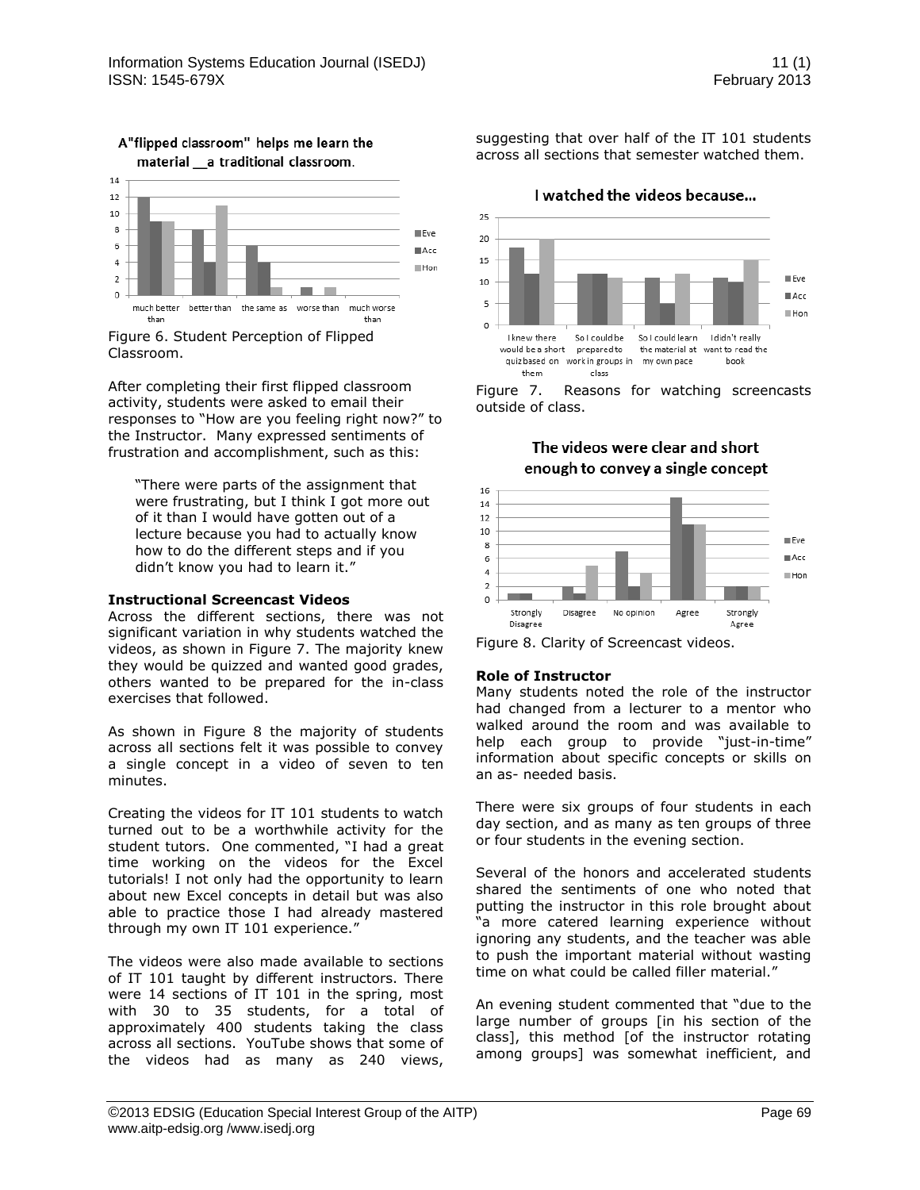Figure 6. Student Perception of Flipped Classroom.

After completing their first flipped classroom activity, students were asked to email their responses to "How are you feeling right now?" to the Instructor. Many expressed sentiments of frustration and accomplishment, such as this:

> "There were parts of the assignment that were frustrating, but I think I got more out of it than I would have gotten out of a lecture because you had to actually know how to do the different steps and if you didn't know you had to learn it."

**Instructional Screencast Videos**

Across the different sections, there was not significant variation in why students watched the videos, as shown in Figure 7. The majority knew they would be quizzed and wanted good grades, others wanted to be prepared for the in-class exercises that followed.

As shown in Figure 8 the majority of students across all sections felt it was possible to convey a single concept in a video of seven to ten minutes.

Creating the videos for IT 101 students to watch turned out to be a worthwhile activity for the student tutors. One commented, "I had a great time working on the videos for the Excel tutorials! I not only had the opportunity to learn about new Excel concepts in detail but was also able to practice those I had already mastered through my own IT 101 experience."

The videos were also made available to sections of IT 101 taught by different instructors. There were 14 sections of IT 101 in the spring, most with 30 to 35 students, for a total of approximately 400 students taking the class across all sections. YouTube shows that some of the videos had as many as 240 views, suggesting that over half of the IT 101 students across all sections that semester watched them.

Figure 7. Reasons for watching screencasts outside of class.

Figure 8. Clarity of Screencast videos.

**Role of Instructor**

Many students noted the role of the instructor had changed from a lecturer to a mentor who walked around the room and was available to help each group to provide "just-in-time" information about specific concepts or skills on an as- needed basis.

There were six groups of four students in each day section, and as many as ten groups of three or four students in the evening section.

Several of the honors and accelerated students shared the sentiments of one who noted that putting the instructor in this role brought about "a more catered learning experience without ignoring any students, and the teacher was able to push the important material without wasting time on what could be called filler material."

An evening student commented that "due to the large number of groups [in his section of the class], this method [of the instructor rotating among groups] was somewhat inefficient, and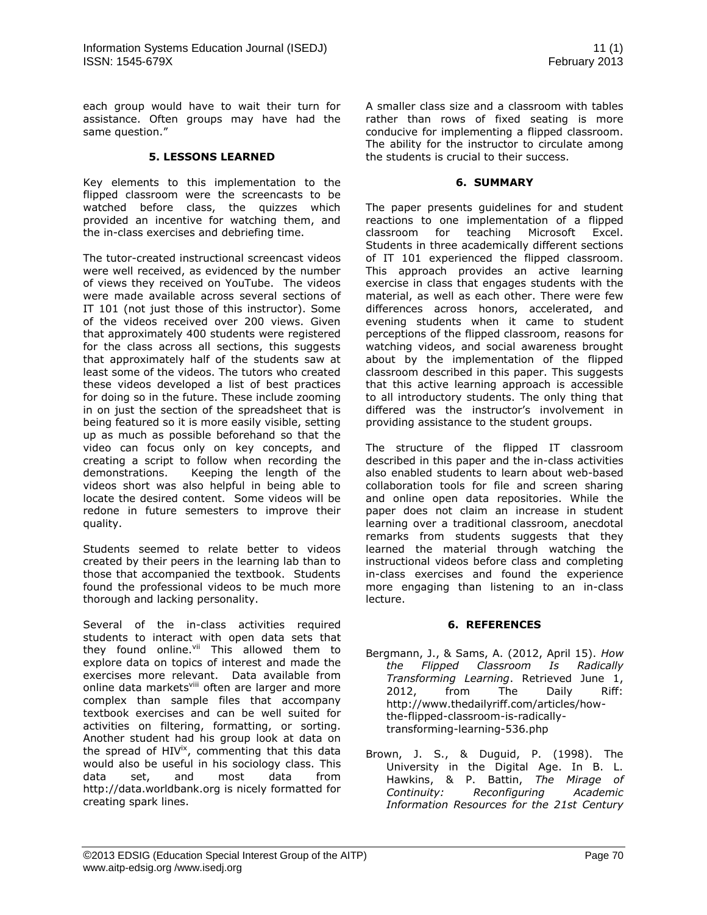each group would have to wait their turn for assistance. Often groups may have had the same question."

## 5. LESSONS LEARNED

Key elements to this implementation to the flipped classroom were the screencasts to be watched before class, the quizzes which provided an incentive for watching them, and the in-class exercises and debriefing time.

The tutor-created instructional screencast videos were well received, as evidenced by the number of views they received on YouTube. The videos were made available across several sections of IT 101 (not just those of this instructor). Some of the videos received over 200 views. Given that approximately 400 students were registered for the class across all sections, this suggests that approximately half of the students saw at least some of the videos. The tutors who created these videos developed a list of best practices for doing so in the future. These include zooming in on just the section of the spreadsheet that is being featured so it is more easily visible, setting up as much as possible beforehand so that the video can focus only on key concepts, and creating a script to follow when recording the demonstrations. Keeping the length of the videos short was also helpful in being able to locate the desired content. Some videos will be redone in future semesters to improve their quality.

Students seemed to relate better to videos created by their peers in the learning lab than to those that accompanied the textbook. Students found the professional videos to be much more thorough and lacking personality.

Several of the in-class activities required students to interact with open data sets that they found online.[vii] This allowed them to explore data on topics of interest and made the exercises more relevant. Data available from online data markets[viii] often are larger and more complex than sample files that accompany textbook exercises and can be well suited for activities on filtering, formatting, or sorting. Another student had his group look at data on the spread of HIV[ix], commenting that this data would also be useful in his sociology class. This data set, and most data from http://data.worldbank.org is nicely formatted for creating spark lines.

A smaller class size and a classroom with tables rather than rows of fixed seating is more conducive for implementing a flipped classroom. The ability for the instructor to circulate among the students is crucial to their success.

## 6. SUMMARY

The paper presents guidelines for and student reactions to one implementation of a flipped classroom for teaching Microsoft Excel. Students in three academically different sections of IT 101 experienced the flipped classroom. This approach provides an active learning exercise in class that engages students with the material, as well as each other. There were few differences across honors, accelerated, and evening students when it came to student perceptions of the flipped classroom, reasons for watching videos, and social awareness brought about by the implementation of the flipped classroom described in this paper. This suggests that this active learning approach is accessible to all introductory students. The only thing that differed was the instructor's involvement in providing assistance to the student groups.

The structure of the flipped IT classroom described in this paper and the in-class activities also enabled students to learn about web-based collaboration tools for file and screen sharing and online open data repositories. While the paper does not claim an increase in student learning over a traditional classroom, anecdotal remarks from students suggests that they learned the material through watching the instructional videos before class and completing in-class exercises and found the experience more engaging than listening to an in-class lecture.

## 6. REFERENCES

Bergmann, J., & Sams, A. (2012, April 15). *How the Flipped Classroom Is Radically Transforming Learning*. Retrieved June 1, 2012, from The Daily Riff: http://www.thedailyriff.com/articles/how-the-flipped-classroom-is-radically-transforming-learning-536.php

Brown, J. S., & Duguid, P. (1998). The University in the Digital Age. In B. L. Hawkins, & P. Battin, *The Mirage of Continuity: Reconfiguring Academic Information Resources for the 21st Century*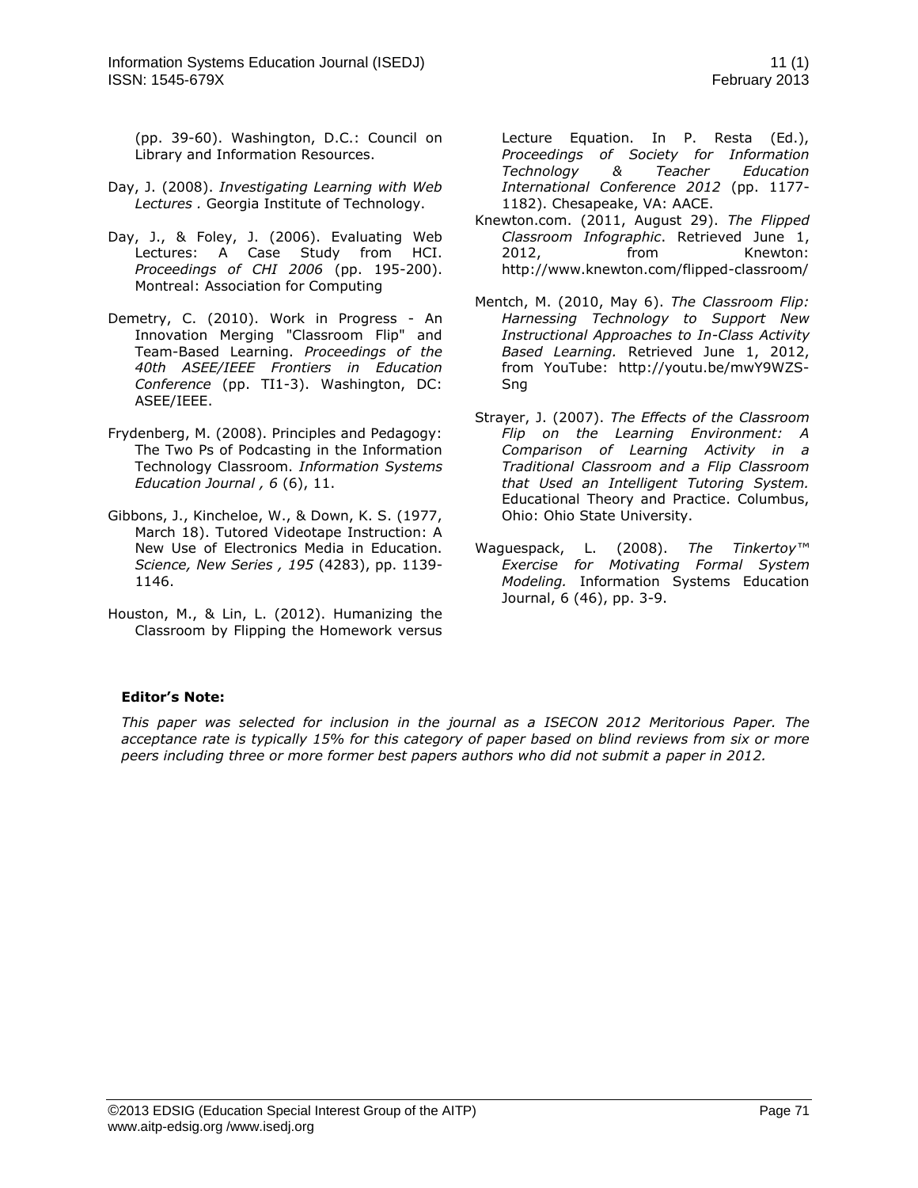(pp. 39-60). Washington, D.C.: Council on Library and Information Resources.

Day, J. (2008). *Investigating Learning with Web Lectures .* Georgia Institute of Technology.

Day, J., & Foley, J. (2006). Evaluating Web Lectures: A Case Study from HCI. *Proceedings of CHI 2006* (pp. 195-200). Montreal: Association for Computing

Demetry, C. (2010). Work in Progress - An Innovation Merging "Classroom Flip" and Team-Based Learning. *Proceedings of the 40th ASEE/IEEE Frontiers in Education Conference* (pp. TI1-3). Washington, DC: ASEE/IEEE.

Frydenberg, M. (2008). Principles and Pedagogy: The Two Ps of Podcasting in the Information Technology Classroom. *Information Systems Education Journal , 6* (6), 11.

Gibbons, J., Kincheloe, W., & Down, K. S. (1977, March 18). Tutored Videotape Instruction: A New Use of Electronics Media in Education. *Science, New Series , 195* (4283), pp. 1139-1146.

Houston, M., & Lin, L. (2012). Humanizing the Classroom by Flipping the Homework versus Lecture Equation. In P. Resta (Ed.), *Proceedings of Society for Information Technology & Teacher Education International Conference 2012* (pp. 1177-1182). Chesapeake, VA: AACE.

Knewton.com. (2011, August 29). *The Flipped Classroom Infographic*. Retrieved June 1, 2012, from Knewton: http://www.knewton.com/flipped-classroom/

Mentch, M. (2010, May 6). *The Classroom Flip: Harnessing Technology to Support New Instructional Approaches to In-Class Activity Based Learning.* Retrieved June 1, 2012, from YouTube: http://youtu.be/mwY9WZS-Sng

Strayer, J. (2007). *The Effects of the Classroom Flip on the Learning Environment: A Comparison of Learning Activity in a Traditional Classroom and a Flip Classroom that Used an Intelligent Tutoring System.* Educational Theory and Practice. Columbus, Ohio: Ohio State University.

Waguespack, L. (2008). *The Tinkertoy™ Exercise for Motivating Formal System Modeling.* Information Systems Education Journal, 6 (46), pp. 3-9.

**Editor's Note:**

*This paper was selected for inclusion in the journal as a ISECON 2012 Meritorious Paper. The acceptance rate is typically 15% for this category of paper based on blind reviews from six or more peers including three or more former best papers authors who did not submit a paper in 2012.*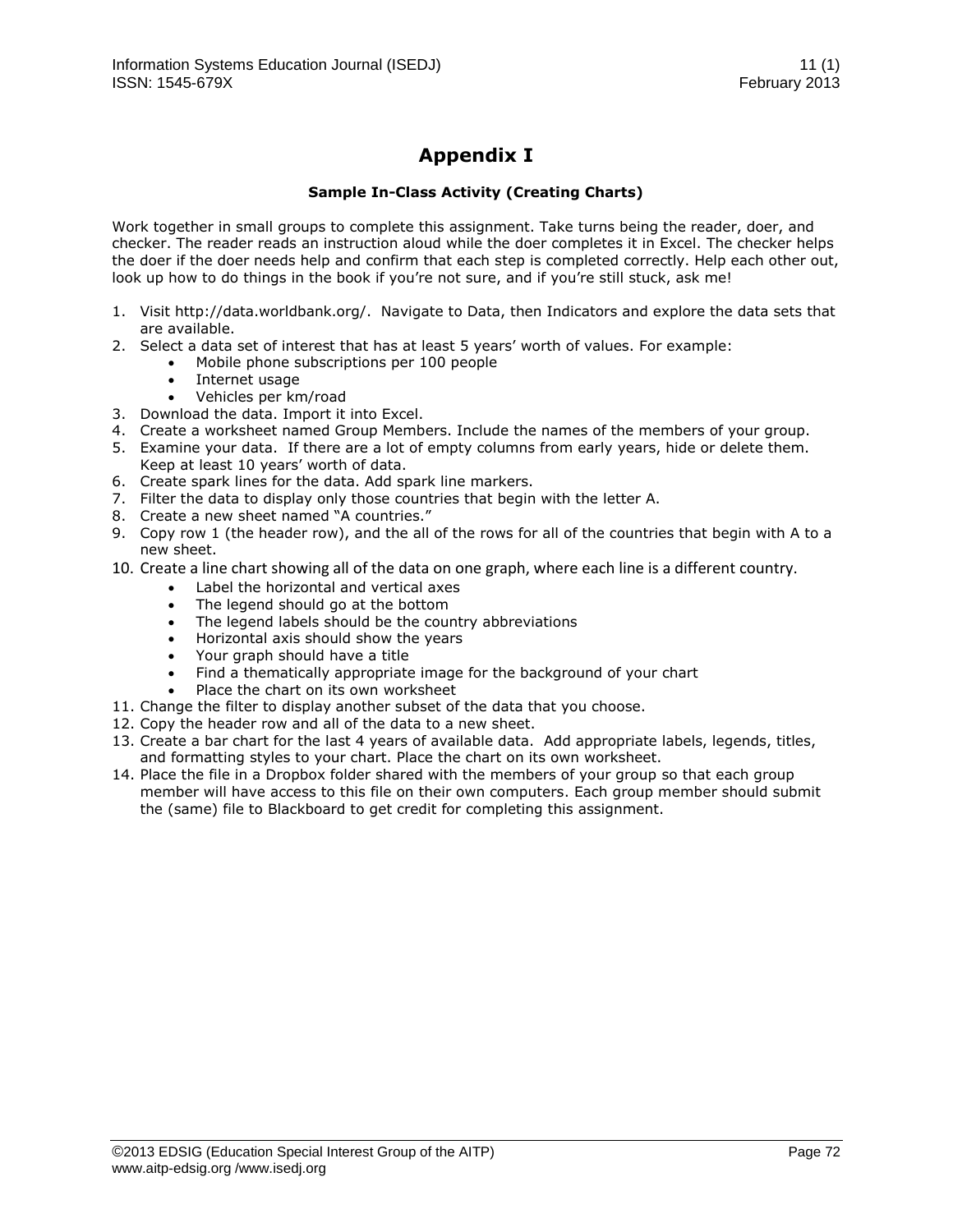# Appendix I

**Sample In-Class Activity (Creating Charts)**

Work together in small groups to complete this assignment. Take turns being the reader, doer, and checker. The reader reads an instruction aloud while the doer completes it in Excel. The checker helps the doer if the doer needs help and confirm that each step is completed correctly. Help each other out, look up how to do things in the book if you're not sure, and if you're still stuck, ask me!

1. Visit http://data.worldbank.org/. Navigate to Data, then Indicators and explore the data sets that are available.
2. Select a data set of interest that has at least 5 years' worth of values. For example:
    - Mobile phone subscriptions per 100 people
    - Internet usage
    - Vehicles per km/road
3. Download the data. Import it into Excel.
4. Create a worksheet named Group Members. Include the names of the members of your group.
5. Examine your data. If there are a lot of empty columns from early years, hide or delete them. Keep at least 10 years' worth of data.
6. Create spark lines for the data. Add spark line markers.
7. Filter the data to display only those countries that begin with the letter A.
8. Create a new sheet named "A countries."
9. Copy row 1 (the header row), and the all of the rows for all of the countries that begin with A to a new sheet.
10. Create a line chart showing all of the data on one graph, where each line is a different country.
    - Label the horizontal and vertical axes
    - The legend should go at the bottom
    - The legend labels should be the country abbreviations
    - Horizontal axis should show the years
    - Your graph should have a title
    - Find a thematically appropriate image for the background of your chart
    - Place the chart on its own worksheet
11. Change the filter to display another subset of the data that you choose.
12. Copy the header row and all of the data to a new sheet.
13. Create a bar chart for the last 4 years of available data. Add appropriate labels, legends, titles, and formatting styles to your chart. Place the chart on its own worksheet.
14. Place the file in a Dropbox folder shared with the members of your group so that each group member will have access to this file on their own computers. Each group member should submit the (same) file to Blackboard to get credit for completing this assignment.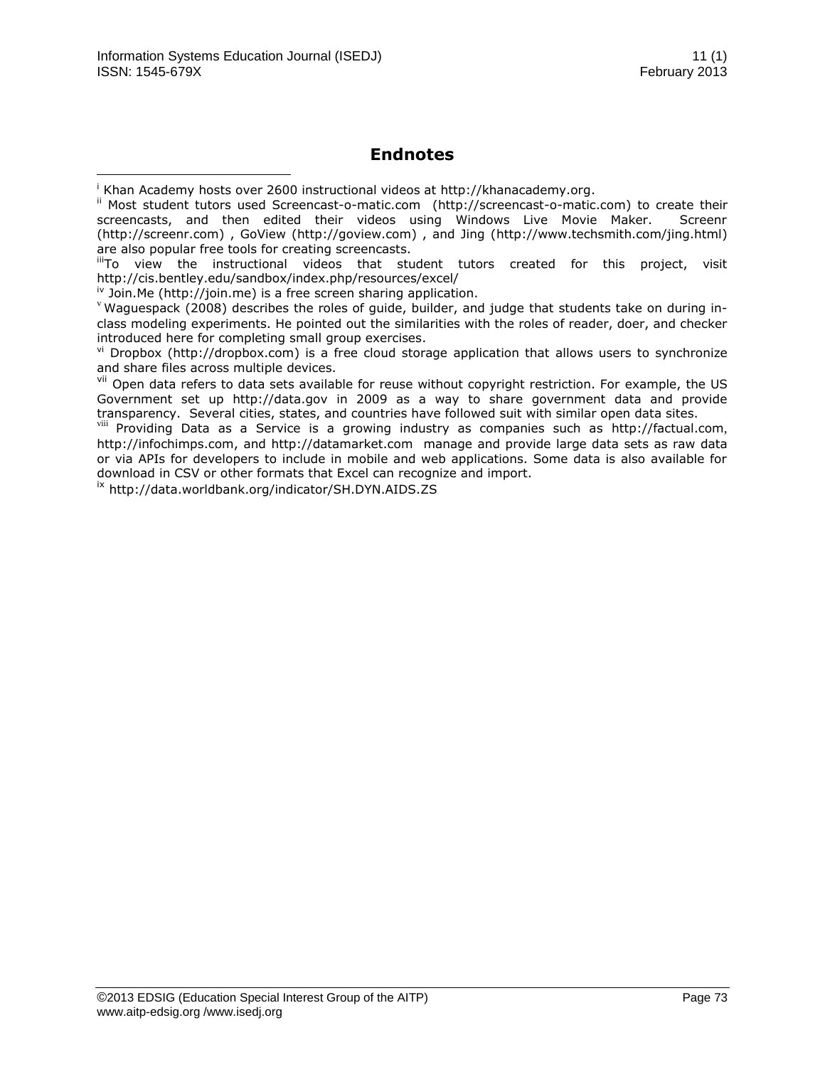## Endnotes

[i] Khan Academy hosts over 2600 instructional videos at http://khanacademy.org.

[ii] Most student tutors used Screencast-o-matic.com (http://screencast-o-matic.com) to create their screencasts, and then edited their videos using Windows Live Movie Maker. Screenr (http://screenr.com) , GoView (http://goview.com) , and Jing (http://www.techsmith.com/jing.html) are also popular free tools for creating screencasts.

[iii] To view the instructional videos that student tutors created for this project, visit http://cis.bentley.edu/sandbox/index.php/resources/excel/

[iv] Join.Me (http://join.me) is a free screen sharing application.

[v] Waguespack (2008) describes the roles of guide, builder, and judge that students take on during in-class modeling experiments. He pointed out the similarities with the roles of reader, doer, and checker introduced here for completing small group exercises.

[vi] Dropbox (http://dropbox.com) is a free cloud storage application that allows users to synchronize and share files across multiple devices.

[vii] Open data refers to data sets available for reuse without copyright restriction. For example, the US Government set up http://data.gov in 2009 as a way to share government data and provide transparency. Several cities, states, and countries have followed suit with similar open data sites.

[viii] Providing Data as a Service is a growing industry as companies such as http://factual.com, http://infochimps.com, and http://datamarket.com manage and provide large data sets as raw data or via APIs for developers to include in mobile and web applications. Some data is also available for download in CSV or other formats that Excel can recognize and import.

[ix] http://data.worldbank.org/indicator/SH.DYN.AIDS.ZS